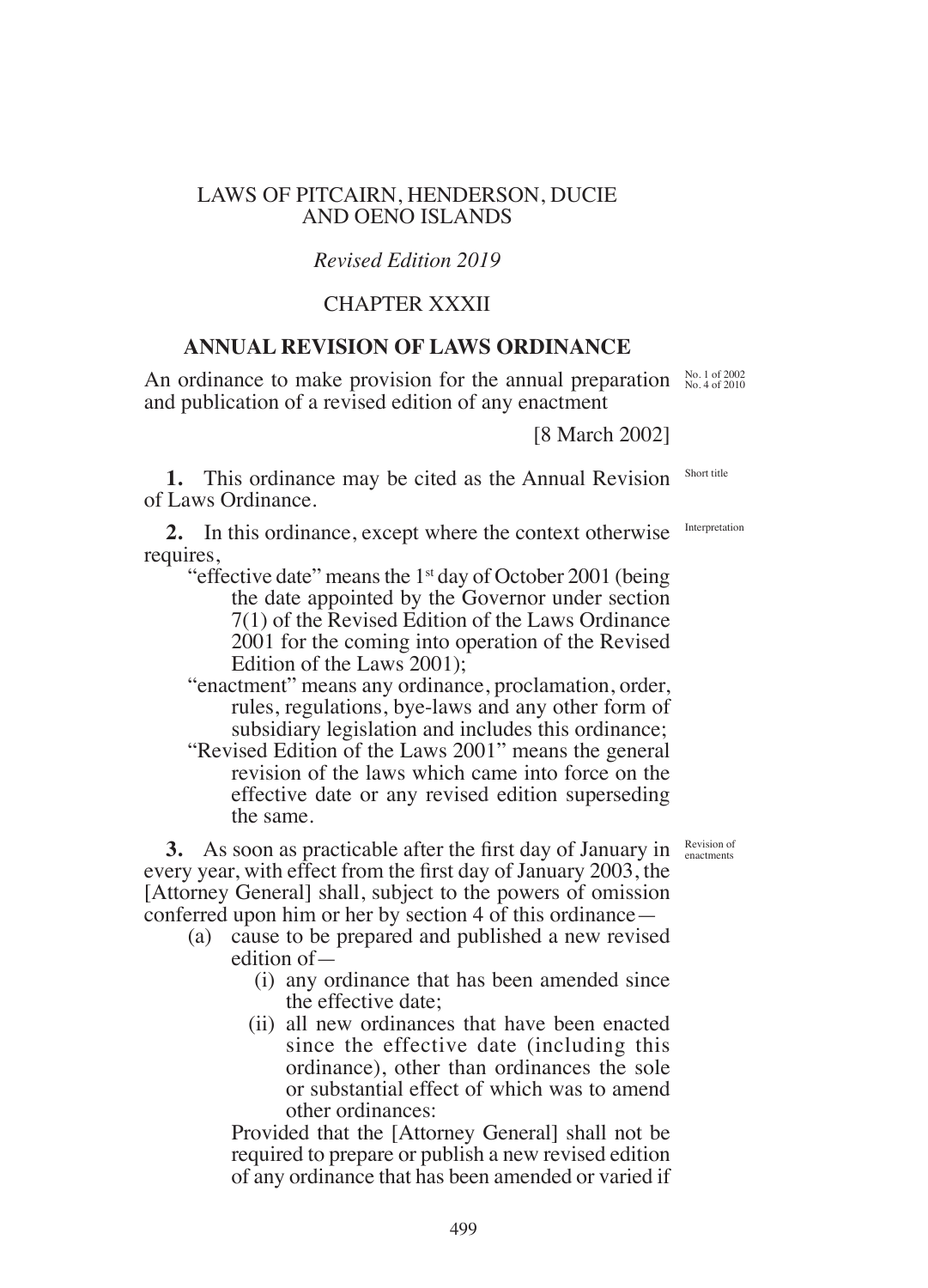LAWS OF PITCAIRN, HENDERSON, DUCIE AND OENO ISLANDS

*Revised Edition 2019*

CHAPTER XXXII

# ANNUAL REVISION OF LAWS ORDINANCE

An ordinance to make provision for the annual preparation and publication of a revised edition of any enactment

No. 1 of 2002
No. 4 of 2010

[8 March 2002]

*Short title*

**1.** This ordinance may be cited as the Annual Revision of Laws Ordinance.

*Interpretation*

**2.** In this ordinance, except where the context otherwise requires,

"effective date" means the 1st day of October 2001 (being the date appointed by the Governor under section 7(1) of the Revised Edition of the Laws Ordinance 2001 for the coming into operation of the Revised Edition of the Laws 2001);

"enactment" means any ordinance, proclamation, order, rules, regulations, bye-laws and any other form of subsidiary legislation and includes this ordinance;

"Revised Edition of the Laws 2001" means the general revision of the laws which came into force on the effective date or any revised edition superseding the same.

*Revision of enactments*

**3.** As soon as practicable after the first day of January in every year, with effect from the first day of January 2003, the [Attorney General] shall, subject to the powers of omission conferred upon him or her by section 4 of this ordinance—

(a) cause to be prepared and published a new revised edition of—

(i) any ordinance that has been amended since the effective date;

(ii) all new ordinances that have been enacted since the effective date (including this ordinance), other than ordinances the sole or substantial effect of which was to amend other ordinances:

Provided that the [Attorney General] shall not be required to prepare or publish a new revised edition of any ordinance that has been amended or varied if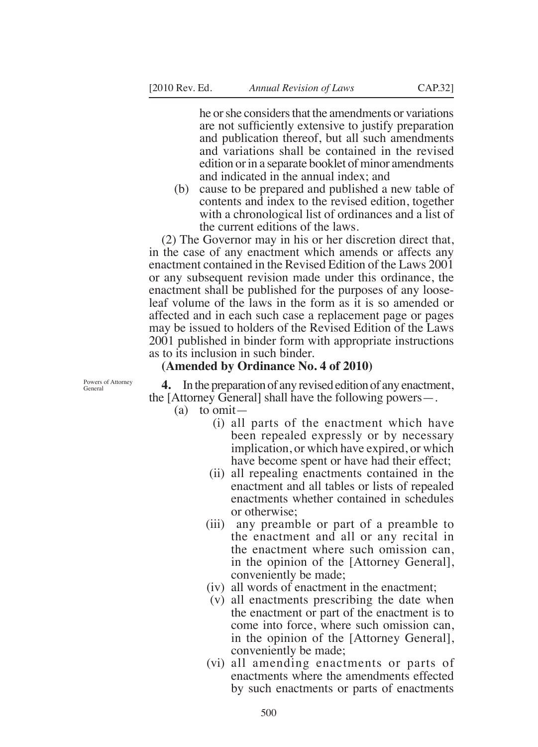he or she considers that the amendments or variations are not sufficiently extensive to justify preparation and publication thereof, but all such amendments and variations shall be contained in the revised edition or in a separate booklet of minor amendments and indicated in the annual index; and

(b) cause to be prepared and published a new table of contents and index to the revised edition, together with a chronological list of ordinances and a list of the current editions of the laws.

(2) The Governor may in his or her discretion direct that, in the case of any enactment which amends or affects any enactment contained in the Revised Edition of the Laws 2001 or any subsequent revision made under this ordinance, the enactment shall be published for the purposes of any loose-leaf volume of the laws in the form as it is so amended or affected and in each such case a replacement page or pages may be issued to holders of the Revised Edition of the Laws 2001 published in binder form with appropriate instructions as to its inclusion in such binder.

**(Amended by Ordinance No. 4 of 2010)**

Powers of Attorney General

**4.** In the preparation of any revised edition of any enactment, the [Attorney General] shall have the following powers—.

(a) to omit—

(i) all parts of the enactment which have been repealed expressly or by necessary implication, or which have expired, or which have become spent or have had their effect;

(ii) all repealing enactments contained in the enactment and all tables or lists of repealed enactments whether contained in schedules or otherwise;

(iii) any preamble or part of a preamble to the enactment and all or any recital in the enactment where such omission can, in the opinion of the [Attorney General], conveniently be made;

(iv) all words of enactment in the enactment;

(v) all enactments prescribing the date when the enactment or part of the enactment is to come into force, where such omission can, in the opinion of the [Attorney General], conveniently be made;

(vi) all amending enactments or parts of enactments where the amendments effected by such enactments or parts of enactments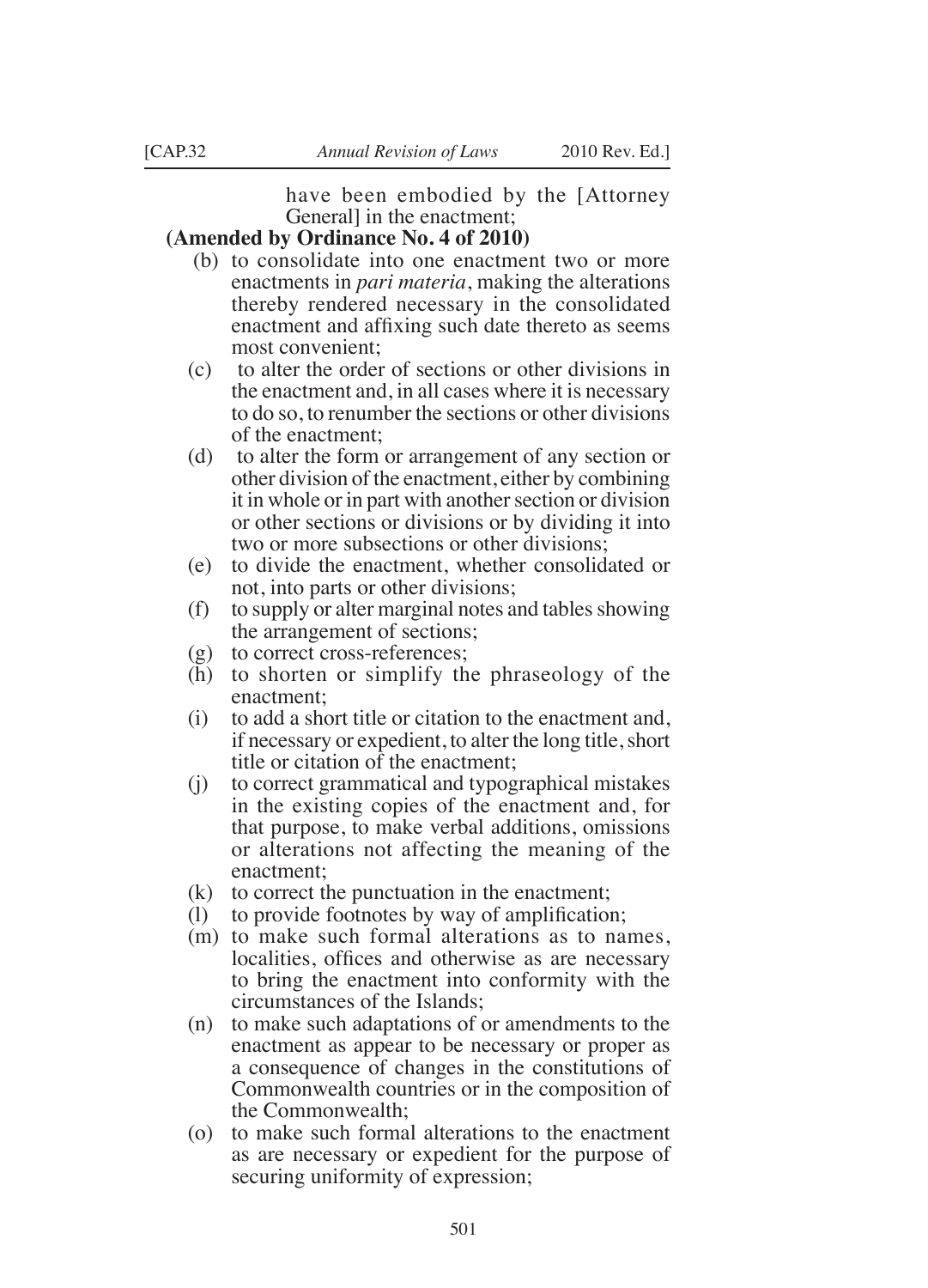have been embodied by the [Attorney General] in the enactment;

**(Amended by Ordinance No. 4 of 2010)**

(b) to consolidate into one enactment two or more enactments in *pari materia*, making the alterations thereby rendered necessary in the consolidated enactment and affixing such date thereto as seems most convenient;

(c) to alter the order of sections or other divisions in the enactment and, in all cases where it is necessary to do so, to renumber the sections or other divisions of the enactment;

(d) to alter the form or arrangement of any section or other division of the enactment, either by combining it in whole or in part with another section or division or other sections or divisions or by dividing it into two or more subsections or other divisions;

(e) to divide the enactment, whether consolidated or not, into parts or other divisions;

(f) to supply or alter marginal notes and tables showing the arrangement of sections;

(g) to correct cross-references;

(h) to shorten or simplify the phraseology of the enactment;

(i) to add a short title or citation to the enactment and, if necessary or expedient, to alter the long title, short title or citation of the enactment;

(j) to correct grammatical and typographical mistakes in the existing copies of the enactment and, for that purpose, to make verbal additions, omissions or alterations not affecting the meaning of the enactment;

(k) to correct the punctuation in the enactment;

(l) to provide footnotes by way of amplification;

(m) to make such formal alterations as to names, localities, offices and otherwise as are necessary to bring the enactment into conformity with the circumstances of the Islands;

(n) to make such adaptations of or amendments to the enactment as appear to be necessary or proper as a consequence of changes in the constitutions of Commonwealth countries or in the composition of the Commonwealth;

(o) to make such formal alterations to the enactment as are necessary or expedient for the purpose of securing uniformity of expression;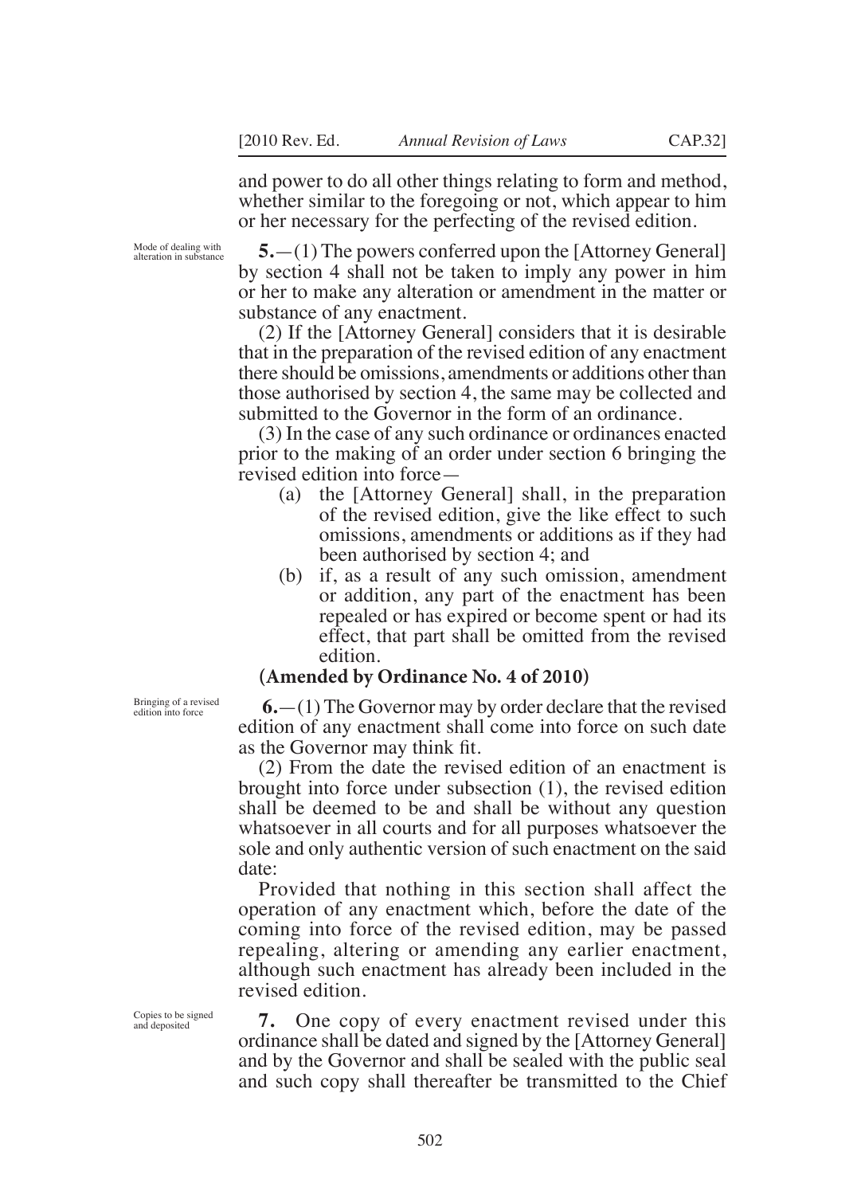and power to do all other things relating to form and method, whether similar to the foregoing or not, which appear to him or her necessary for the perfecting of the revised edition.

*Mode of dealing with alteration in substance*

**5.**—(1) The powers conferred upon the [Attorney General] by section 4 shall not be taken to imply any power in him or her to make any alteration or amendment in the matter or substance of any enactment.

(2) If the [Attorney General] considers that it is desirable that in the preparation of the revised edition of any enactment there should be omissions, amendments or additions other than those authorised by section 4, the same may be collected and submitted to the Governor in the form of an ordinance.

(3) In the case of any such ordinance or ordinances enacted prior to the making of an order under section 6 bringing the revised edition into force—

- (a) the [Attorney General] shall, in the preparation of the revised edition, give the like effect to such omissions, amendments or additions as if they had been authorised by section 4; and
- (b) if, as a result of any such omission, amendment or addition, any part of the enactment has been repealed or has expired or become spent or had its effect, that part shall be omitted from the revised edition.

**(Amended by Ordinance No. 4 of 2010)**

*Bringing of a revised edition into force*

**6.**—(1) The Governor may by order declare that the revised edition of any enactment shall come into force on such date as the Governor may think fit.

(2) From the date the revised edition of an enactment is brought into force under subsection (1), the revised edition shall be deemed to be and shall be without any question whatsoever in all courts and for all purposes whatsoever the sole and only authentic version of such enactment on the said date:

Provided that nothing in this section shall affect the operation of any enactment which, before the date of the coming into force of the revised edition, may be passed repealing, altering or amending any earlier enactment, although such enactment has already been included in the revised edition.

*Copies to be signed and deposited*

**7.** One copy of every enactment revised under this ordinance shall be dated and signed by the [Attorney General] and by the Governor and shall be sealed with the public seal and such copy shall thereafter be transmitted to the Chief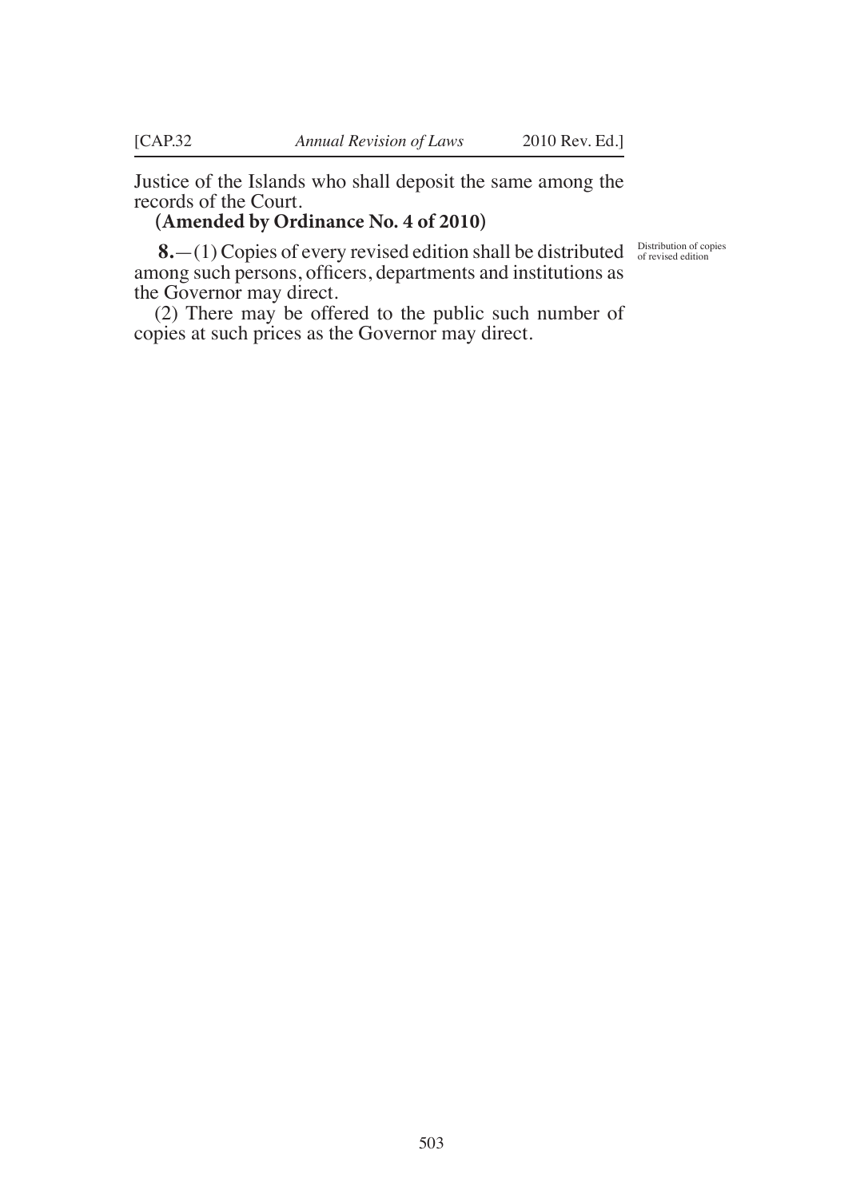Justice of the Islands who shall deposit the same among the records of the Court.

**(Amended by Ordinance No. 4 of 2010)**

Distribution of copies of revised edition

**8.**—(1) Copies of every revised edition shall be distributed among such persons, officers, departments and institutions as the Governor may direct.

(2) There may be offered to the public such number of copies at such prices as the Governor may direct.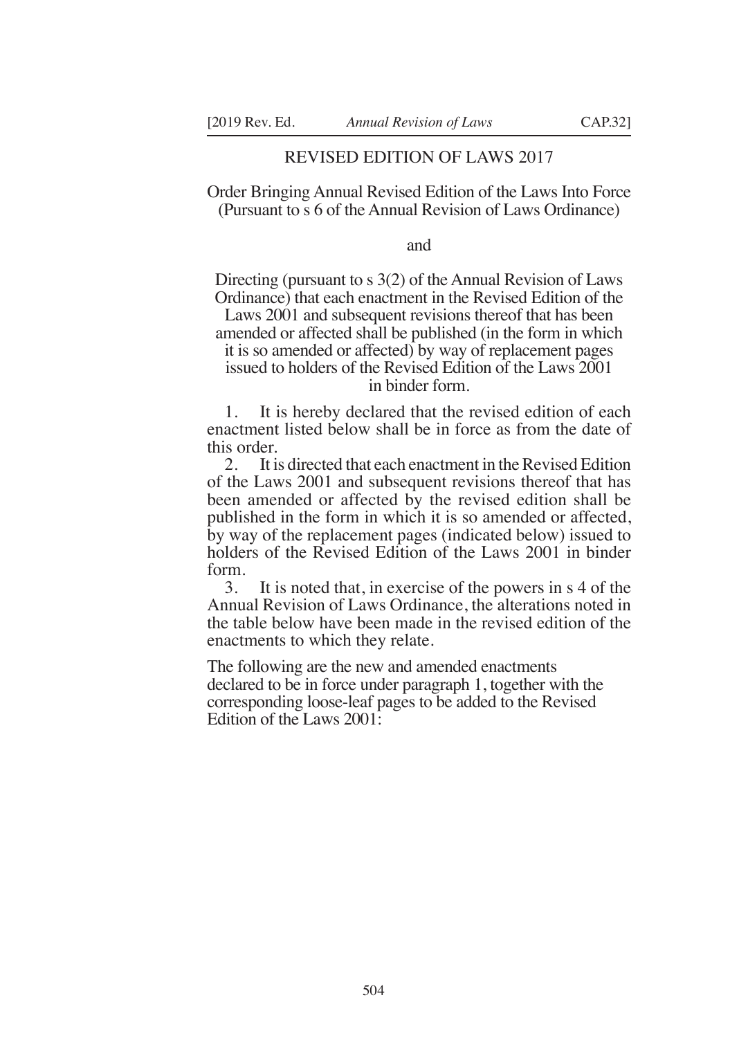## REVISED EDITION OF LAWS 2017

Order Bringing Annual Revised Edition of the Laws Into Force (Pursuant to s 6 of the Annual Revision of Laws Ordinance)

and

Directing (pursuant to s 3(2) of the Annual Revision of Laws Ordinance) that each enactment in the Revised Edition of the Laws 2001 and subsequent revisions thereof that has been amended or affected shall be published (in the form in which it is so amended or affected) by way of replacement pages issued to holders of the Revised Edition of the Laws 2001 in binder form.

1. It is hereby declared that the revised edition of each enactment listed below shall be in force as from the date of this order.
2. It is directed that each enactment in the Revised Edition of the Laws 2001 and subsequent revisions thereof that has been amended or affected by the revised edition shall be published in the form in which it is so amended or affected, by way of the replacement pages (indicated below) issued to holders of the Revised Edition of the Laws 2001 in binder form.
3. It is noted that, in exercise of the powers in s 4 of the Annual Revision of Laws Ordinance, the alterations noted in the table below have been made in the revised edition of the enactments to which they relate.

The following are the new and amended enactments declared to be in force under paragraph 1, together with the corresponding loose-leaf pages to be added to the Revised Edition of the Laws 2001: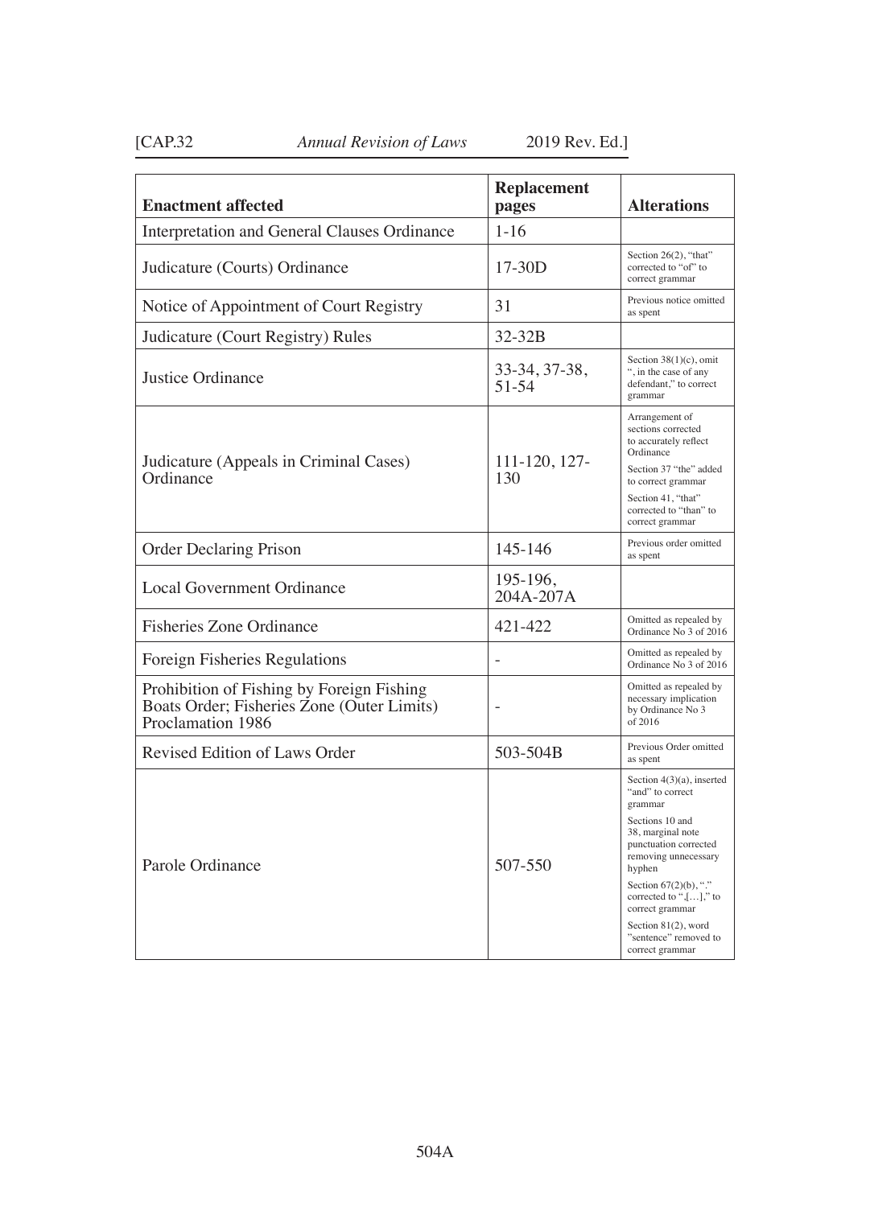| Enactment affected | Replacement pages | Alterations |
|---|---|---|
| Interpretation and General Clauses Ordinance | 1-16 | |
| Judicature (Courts) Ordinance | 17-30D | Section 26(2), "that" corrected to "of" to correct grammar |
| Notice of Appointment of Court Registry | 31 | Previous notice omitted as spent |
| Judicature (Court Registry) Rules | 32-32B | |
| Justice Ordinance | 33-34, 37-38, 51-54 | Section 38(1)(c), omit ", in the case of any defendant," to correct grammar |
| Judicature (Appeals in Criminal Cases) Ordinance | 111-120, 127-130 | Arrangement of sections corrected to accurately reflect Ordinance<br>Section 37 "the" added to correct grammar<br>Section 41, "that" corrected to "than" to correct grammar |
| Order Declaring Prison | 145-146 | Previous order omitted as spent |
| Local Government Ordinance | 195-196, 204A-207A | |
| Fisheries Zone Ordinance | 421-422 | Omitted as repealed by Ordinance No 3 of 2016 |
| Foreign Fisheries Regulations | - | Omitted as repealed by Ordinance No 3 of 2016 |
| Prohibition of Fishing by Foreign Fishing Boats Order; Fisheries Zone (Outer Limits) Proclamation 1986 | - | Omitted as repealed by necessary implication by Ordinance No 3 of 2016 |
| Revised Edition of Laws Order | 503-504B | Previous Order omitted as spent |
| Parole Ordinance | 507-550 | Section 4(3)(a), inserted "and" to correct grammar<br>Sections 10 and 38, marginal note punctuation corrected removing unnecessary hyphen<br>Section 67(2)(b), "." corrected to ",[…]," to correct grammar<br>Section 81(2), word "sentence" removed to correct grammar |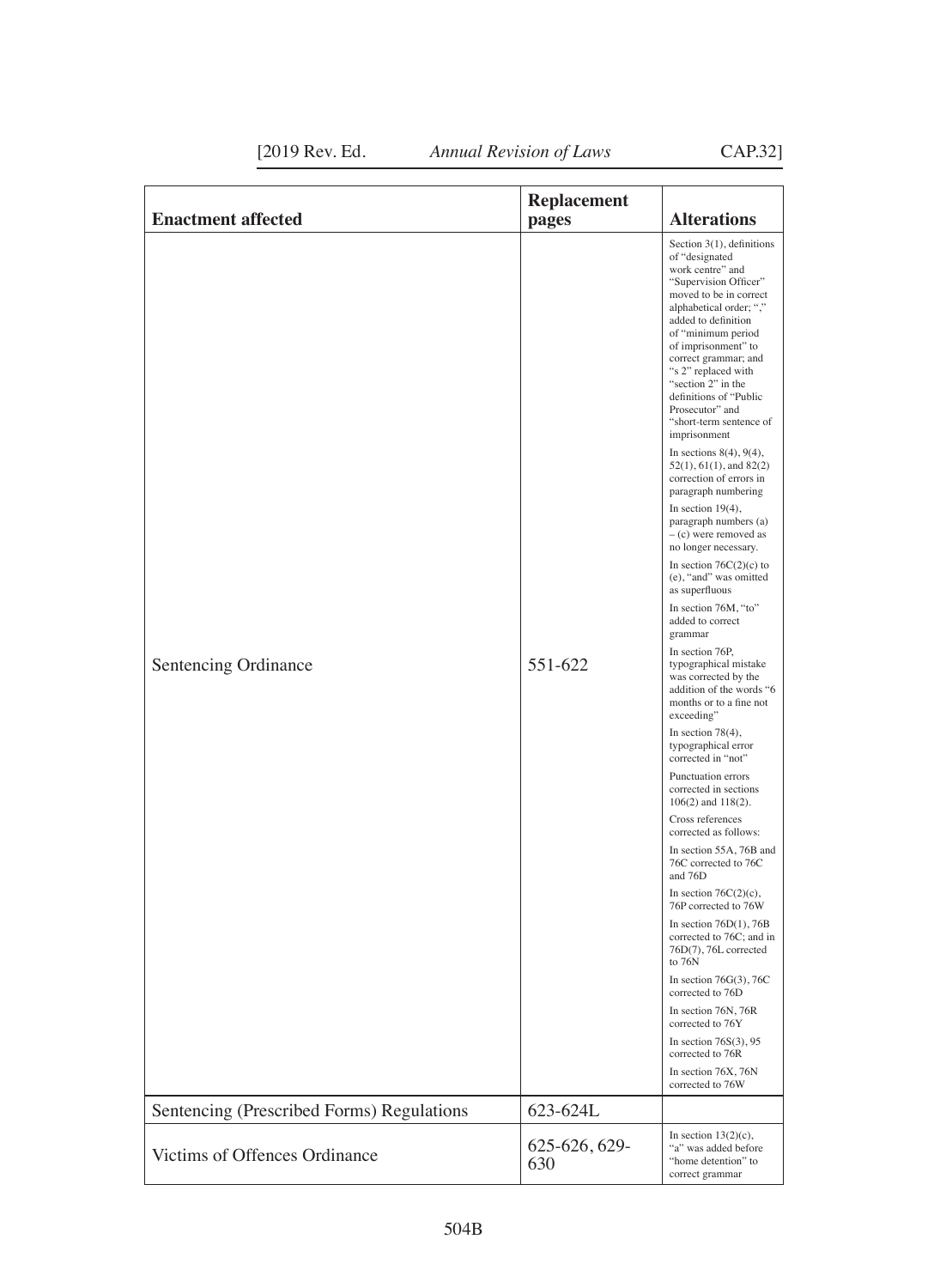| Enactment affected | Replacement pages | Alterations |
| --- | --- | --- |
| Sentencing Ordinance | 551-622 | Section 3(1), definitions of "designated work centre" and "Supervision Officer" moved to be in correct alphabetical order; "," added to definition of "minimum period of imprisonment" to correct grammar; and "s 2" replaced with "section 2" in the definitions of "Public Prosecutor" and "short-term sentence of imprisonment<br><br>In sections 8(4), 9(4), 52(1), 61(1), and 82(2) correction of errors in paragraph numbering<br><br>In section 19(4), paragraph numbers (a) – (c) were removed as no longer necessary.<br><br>In section 76C(2)(c) to (e), "and" was omitted as superfluous<br><br>In section 76M, "to" added to correct grammar<br><br>In section 76P, typographical mistake was corrected by the addition of the words "6 months or to a fine not exceeding"<br><br>In section 78(4), typographical error corrected in "not"<br><br>Punctuation errors corrected in sections 106(2) and 118(2).<br><br>Cross references corrected as follows:<br><br>In section 55A, 76B and 76C corrected to 76C and 76D<br><br>In section 76C(2)(c), 76P corrected to 76W<br><br>In section 76D(1), 76B corrected to 76C; and in 76D(7), 76L corrected to 76N<br><br>In section 76G(3), 76C corrected to 76D<br><br>In section 76N, 76R corrected to 76Y<br><br>In section 76S(3), 95 corrected to 76R<br><br>In section 76X, 76N corrected to 76W |
| Sentencing (Prescribed Forms) Regulations | 623-624L | |
| Victims of Offences Ordinance | 625-626, 629-630 | In section 13(2)(c), "a" was added before "home detention" to correct grammar |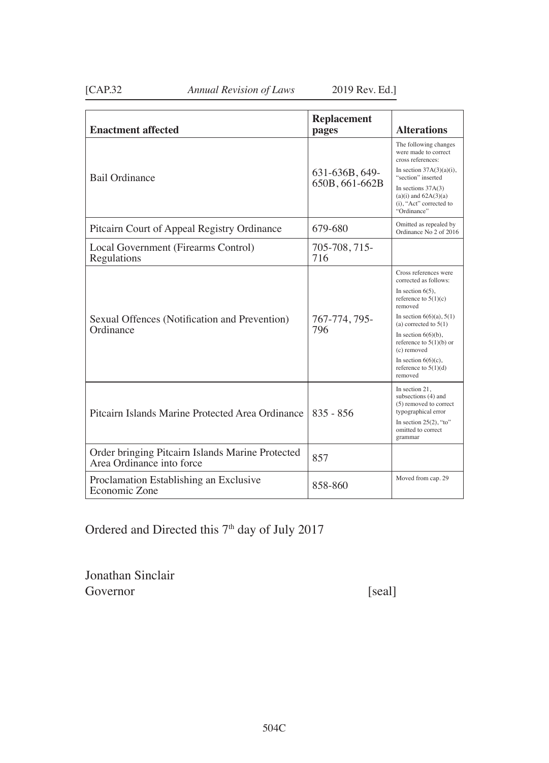| Enactment affected | Replacement pages | Alterations |
|---|---|---|
| Bail Ordinance | 631-636B, 649-650B, 661-662B | The following changes were made to correct cross references: In section 37A(3)(a)(i), "section" inserted In sections 37A(3)(a)(i) and 62A(3)(a)(i), "Act" corrected to "Ordinance" |
| Pitcairn Court of Appeal Registry Ordinance | 679-680 | Omitted as repealed by Ordinance No 2 of 2016 |
| Local Government (Firearms Control) Regulations | 705-708, 715-716 | |
| Sexual Offences (Notification and Prevention) Ordinance | 767-774, 795-796 | Cross references were corrected as follows: In section 6(5), reference to 5(1)(c) removed In section 6(6)(a), 5(1)(a) corrected to 5(1) In section 6(6)(b), reference to 5(1)(b) or (c) removed In section 6(6)(c), reference to 5(1)(d) removed |
| Pitcairn Islands Marine Protected Area Ordinance | 835 - 856 | In section 21, subsections (4) and (5) removed to correct typographical error In section 25(2), "to" omitted to correct grammar |
| Order bringing Pitcairn Islands Marine Protected Area Ordinance into force | 857 | |
| Proclamation Establishing an Exclusive Economic Zone | 858-860 | Moved from cap. 29 |

Ordered and Directed this 7th day of July 2017

Jonathan Sinclair
Governor [seal]